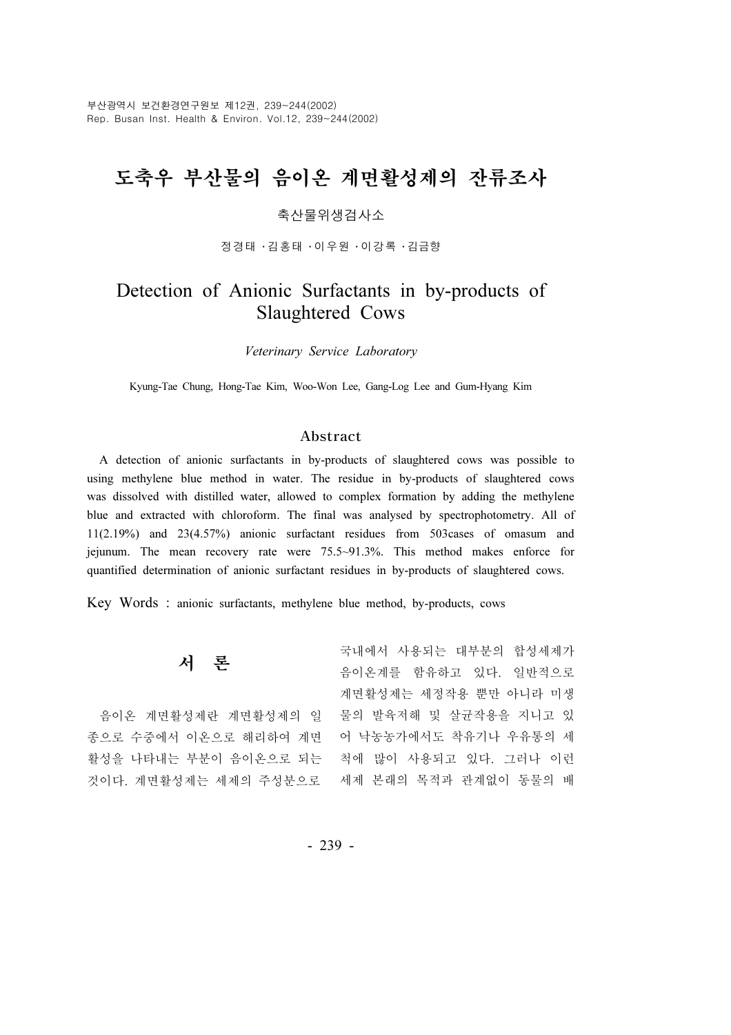# 도축우 부산물의 음이온 계면활성제의 잔류조사

축산물위생검사소

정경태 · 김홍태 · 이우원 · 이강록 · 김금향

# Detection of Anionic Surfactants in by-products of Slaughtered Cows

*Veterinary Service Laboratory*

Kyung-Tae Chung, Hong-Tae Kim, Woo-Won Lee, Gang-Log Lee and Gum-Hyang Kim

## Abstract

A detection of anionic surfactants in by-products of slaughtered cows was possible to using methylene blue method in water. The residue in by-products of slaughtered cows was dissolved with distilled water, allowed to complex formation by adding the methylene blue and extracted with chloroform. The final was analysed by spectrophotometry. All of 11(2.19%) and 23(4.57%) anionic surfactant residues from 503cases of omasum and jejunum. The mean recovery rate were 75.5~91.3%. This method makes enforce for quantified determination of anionic surfactant residues in by-products of slaughtered cows.

Key Words : anionic surfactants, methylene blue method, by-products, cows

## 서 론

음이온 계면활성제란 계면활성제의 일종으로 수중에서 이온으로 해리하여 계면활성을 나타내는 부분이 음이온으로 되는 것이다. 계면활성제는 세제의 주성분으로 국내에서 사용되는 대부분의 합성세제가 음이온계를 함유하고 있다. 일반적으로 계면활성제는 세정작용 뿐만 아니라 미생물의 발육저해 및 살균작용을 지니고 있어 낙농농가에서도 착유기나 우유통의 세척에 많이 사용되고 있다. 그러나 이런 세제 본래의 목적과 관계없이 동물의 배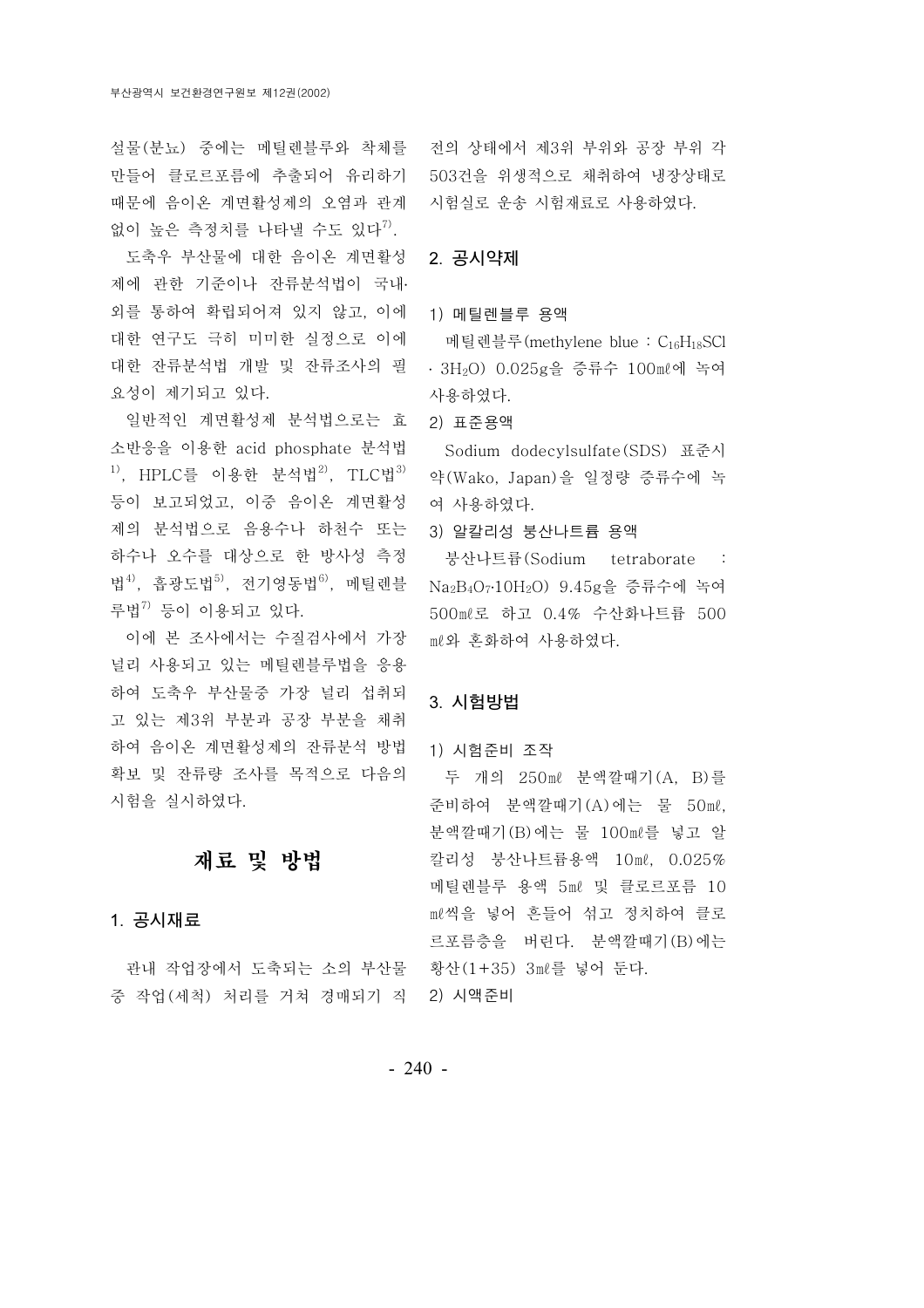설물(분뇨) 중에는 메틸렌블루와 착체를 만들어 클로로포름에 추출되어 유리하기 때문에 음이온 계면활성제의 오염과 관계없이 높은 측정치를 나타낼 수도 있다[7].

도축우 부산물에 대한 음이온 계면활성제에 관한 기준이나 잔류분석법이 국내·외를 통하여 확립되어져 있지 않고, 이에 대한 연구도 극히 미미한 실정으로 이에 대한 잔류분석법 개발 및 잔류조사의 필요성이 제기되고 있다.

일반적인 계면활성제 분석법으로는 효소반응을 이용한 acid phosphate 분석법[1], HPLC를 이용한 분석법[2], TLC법[3] 등이 보고되었고, 이중 음이온 계면활성제의 분석법으로 음용수나 하천수 또는 하수나 오수를 대상으로 한 방사성 측정법[4], 흡광도법[5], 전기영동법[6], 메틸렌블루법[7] 등이 이용되고 있다.

이에 본 조사에서는 수질검사에서 가장 널리 사용되고 있는 메틸렌블루법을 응용하여 도축우 부산물중 가장 널리 섭취되고 있는 제3위 부분과 공장 부분을 채취하여 음이온 계면활성제의 잔류분석 방법 확보 및 잔류량 조사를 목적으로 다음의 시험을 실시하였다.

# 재료 및 방법

## 1. 공시재료

관내 작업장에서 도축되는 소의 부산물 중 작업(세척) 처리를 거쳐 경매되기 직전의 상태에서 제3위 부위와 공장 부위 각 503건을 위생적으로 채취하여 냉장상태로 시험실로 운송 시험재료로 사용하였다.

## 2. 공시약제

### 1) 메틸렌블루 용액

메틸렌블루(methylene blue : $C_{16}H_{18}SCl \cdot 3H_2O$) 0.025g을 증류수 100㎖에 녹여 사용하였다.

### 2) 표준용액

Sodium dodecylsulfate(SDS) 표준시약(Wako, Japan)을 일정량 증류수에 녹여 사용하였다.

### 3) 알칼리성 붕산나트륨 용액

붕산나트륨(Sodium tetraborate : $Na_2B_4O_7 \cdot 10H_2O$) 9.45g을 증류수에 녹여 500㎖로 하고 0.4% 수산화나트륨 500㎖와 혼화하여 사용하였다.

## 3. 시험방법

### 1) 시험준비 조작

두 개의 250㎖ 분액깔때기(A, B)를 준비하여 분액깔때기(A)에는 물 50㎖, 분액깔때기(B)에는 물 100㎖를 넣고 알칼리성 붕산나트륨용액 10㎖, 0.025% 메틸렌블루 용액 5㎖ 및 클로로포름 10㎖씩을 넣어 흔들어 섞고 정치하여 클로로포름층을 버린다. 분액깔때기(B)에는 황산(1+35) 3㎖를 넣어 둔다.

### 2) 시액준비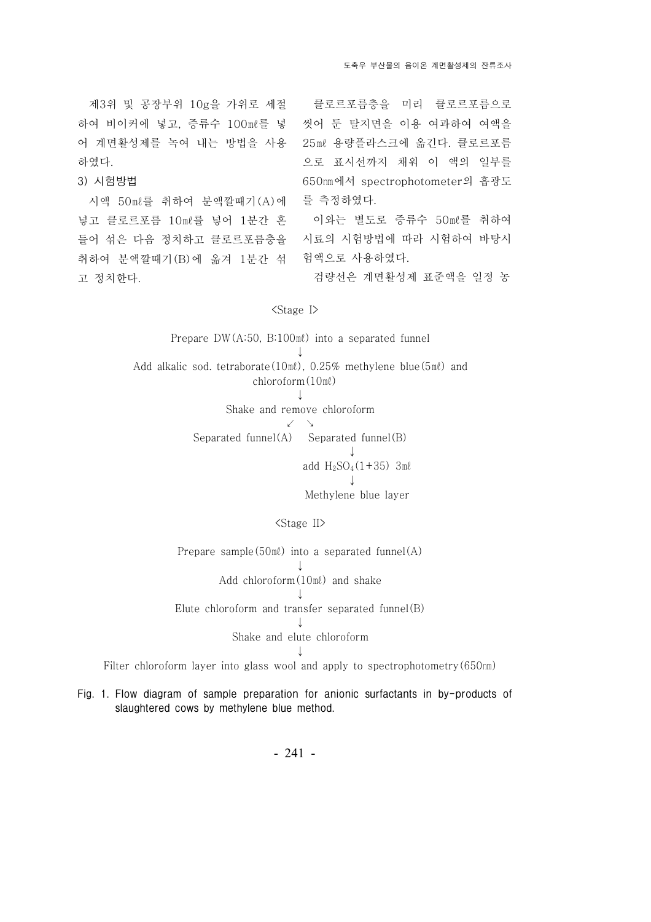제3위 및 공장부위 10g을 가위로 세절하여 비이커에 넣고, 증류수 100㎖를 넣어 계면활성제를 녹여 내는 방법을 사용하였다.

3) 시험방법

시액 50㎖를 취하여 분액깔때기(A)에 넣고 클로르포름 10㎖를 넣어 1분간 흔들어 섞은 다음 정치하고 클로르포름층을 취하여 분액깔때기(B)에 옮겨 1분간 섞고 정치한다.

클로르포름층을 미리 클로르포름으로 씻어 둔 탈지면을 이용 여과하여 여액을 25㎖ 용량플라스크에 옮긴다. 클로르포름으로 표시선까지 채워 이 액의 일부를 650㎚에서 spectrophotometer의 흡광도를 측정하였다.

이와는 별도로 증류수 50㎖를 취하여 시료의 시험방법에 따라 시험하여 바탕시험액으로 사용하였다.

검량선은 계면활성제 표준액을 일정 농

<Stage I>

Prepare DW(A:50, B:100㎖) into a separated funnel
↓
Add alkalic sod. tetraborate(10㎖), 0.25% methylene blue(5㎖) and chloroform(10㎖)
↓
Shake and remove chloroform
↙ ↘
Separated funnel(A) Separated funnel(B)
↓
add $H_2SO_4$(1+35) 3㎖
↓
Methylene blue layer

<Stage II>

Prepare sample(50㎖) into a separated funnel(A)
↓
Add chloroform(10㎖) and shake
↓
Elute chloroform and transfer separated funnel(B)
↓
Shake and elute chloroform
↓
Filter chloroform layer into glass wool and apply to spectrophotometry(650㎚)

Fig. 1. Flow diagram of sample preparation for anionic surfactants in by-products of slaughtered cows by methylene blue method.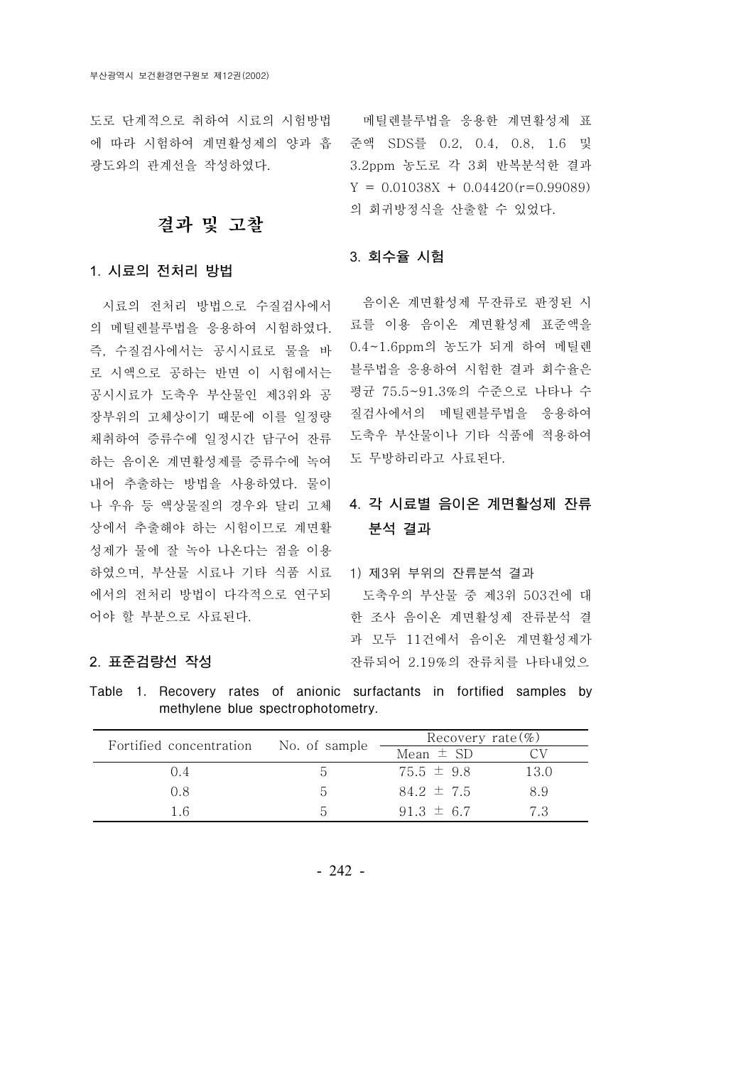도로 단계적으로 취하여 시료의 시험방법에 따라 시험하여 계면활성제의 양과 흡광도와의 관계선을 작성하였다.

## 결과 및 고찰

### 1. 시료의 전처리 방법

시료의 전처리 방법으로 수질검사에서의 메틸렌블루법을 응용하여 시험하였다. 즉, 수질검사에서는 공시시료로 물을 바로 시액으로 공하는 반면 이 시험에서는 공시시료가 도축우 부산물인 제3위와 공장부위의 고체상이기 때문에 이를 일정량 채취하여 증류수에 일정시간 담구어 잔류하는 음이온 계면활성제를 증류수에 녹여내어 추출하는 방법을 사용하였다. 물이나 우유 등 액상물질의 경우와 달리 고체상에서 추출해야 하는 시험이므로 계면활성제가 물에 잘 녹아 나온다는 점을 이용하였으며, 부산물 시료나 기타 식품 시료에서의 전처리 방법이 다각적으로 연구되어야 할 부분으로 사료된다.

### 2. 표준검량선 작성

메틸렌블루법을 응용한 계면활성제 표준액 SDS를 0.2, 0.4, 0.8, 1.6 및 3.2ppm 농도로 각 3회 반복분석한 결과 $Y = 0.01038X + 0.04420(r=0.99089)$의 회귀방정식을 산출할 수 있었다.

### 3. 회수율 시험

음이온 계면활성제 무잔류로 판정된 시료를 이용 음이온 계면활성제 표준액을 0.4~1.6ppm의 농도가 되게 하여 메틸렌블루법을 응용하여 시험한 결과 회수율은 평균 75.5~91.3%의 수준으로 나타나 수질검사에서의 메틸렌블루법을 응용하여 도축우 부산물이나 기타 식품에 적용하여도 무방하리라고 사료된다.

### 4. 각 시료별 음이온 계면활성제 잔류 분석 결과

1) 제3위 부위의 잔류분석 결과

도축우의 부산물 중 제3위 503건에 대한 조사 음이온 계면활성제 잔류분석 결과 모두 11건에서 음이온 계면활성제가 잔류되어 2.19%의 잔류치를 나타내었으

Table 1. Recovery rates of anionic surfactants in fortified samples by methylene blue spectrophotometry.

| Fortified concentration | No. of sample | Recovery rate(%) | |
|---|---|---|---|
| | | Mean ± SD | CV |
| 0.4 | 5 | 75.5 ± 9.8 | 13.0 |
| 0.8 | 5 | 84.2 ± 7.5 | 8.9 |
| 1.6 | 5 | 91.3 ± 6.7 | 7.3 |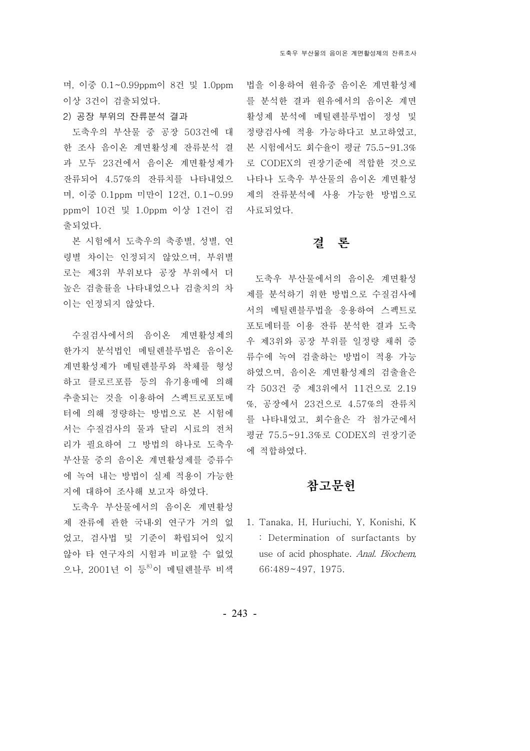며, 이중 0.1~0.99ppm이 8건 및 1.0ppm 이상 3건이 검출되었다.

2) 공장 부위의 잔류분석 결과

도축우의 부산물 중 공장 503건에 대한 조사 음이온 계면활성제 잔류분석 결과 모두 23건에서 음이온 계면활성제가 잔류되어 4.57%의 잔류치를 나타내었으며, 이중 0.1ppm 미만이 12건, 0.1~0.99 ppm이 10건 및 1.0ppm 이상 1건이 검출되었다.

본 시험에서 도축우의 축종별, 성별, 연령별 차이는 인정되지 않았으며, 부위별로는 제3위 부위보다 공장 부위에서 더 높은 검출률을 나타내었으나 검출치의 차이는 인정되지 않았다.

수질검사에서의 음이온 계면활성제의 한가지 분석법인 메틸렌블루법은 음이온 계면활성제가 메틸렌블루와 착체를 형성하고 클로르포름 등의 유기용매에 의해 추출되는 것을 이용하여 스펙트로포토메터에 의해 정량하는 방법으로 본 시험에서는 수질검사의 물과 달리 시료의 전처리가 필요하여 그 방법의 하나로 도축우 부산물 중의 음이온 계면활성제를 증류수에 녹여 내는 방법이 실제 적용이 가능한지에 대하여 조사해 보고자 하였다.

도축우 부산물에서의 음이온 계면활성제 잔류에 관한 국내·외 연구가 거의 없었고, 검사법 및 기준이 확립되어 있지 않아 타 연구자의 시험과 비교할 수 없었으나, 2001년 이 등[8]이 메틸렌블루 비색법을 이용하여 원유중 음이온 계면활성제를 분석한 결과 원유에서의 음이온 계면활성제 분석에 메틸렌블루법이 정성 및 정량검사에 적용 가능하다고 보고하였고, 본 시험에서도 회수율이 평균 75.5~91.3%로 CODEX의 권장기준에 적합한 것으로 나타나 도축우 부산물의 음이온 계면활성제의 잔류분석에 사용 가능한 방법으로 사료되었다.

## 결 론

도축우 부산물에서의 음이온 계면활성제를 분석하기 위한 방법으로 수질검사에서의 메틸렌블루법을 응용하여 스펙트로포토메터를 이용 잔류 분석한 결과 도축우 제3위와 공장 부위를 일정량 채취 증류수에 녹여 검출하는 방법이 적용 가능하였으며, 음이온 계면활성제의 검출율은 각 503건 중 제3위에서 11건으로 2.19%, 공장에서 23건으로 4.57%의 잔류치를 나타내었고, 회수율은 각 첨가군에서 평균 75.5~91.3%로 CODEX의 권장기준에 적합하였다.

## 참고문헌

1. Tanaka, H, Huriuchi, Y, Konishi, K : Determination of surfactants by use of acid phosphate. *Anal. Biochem*, 66:489~497, 1975.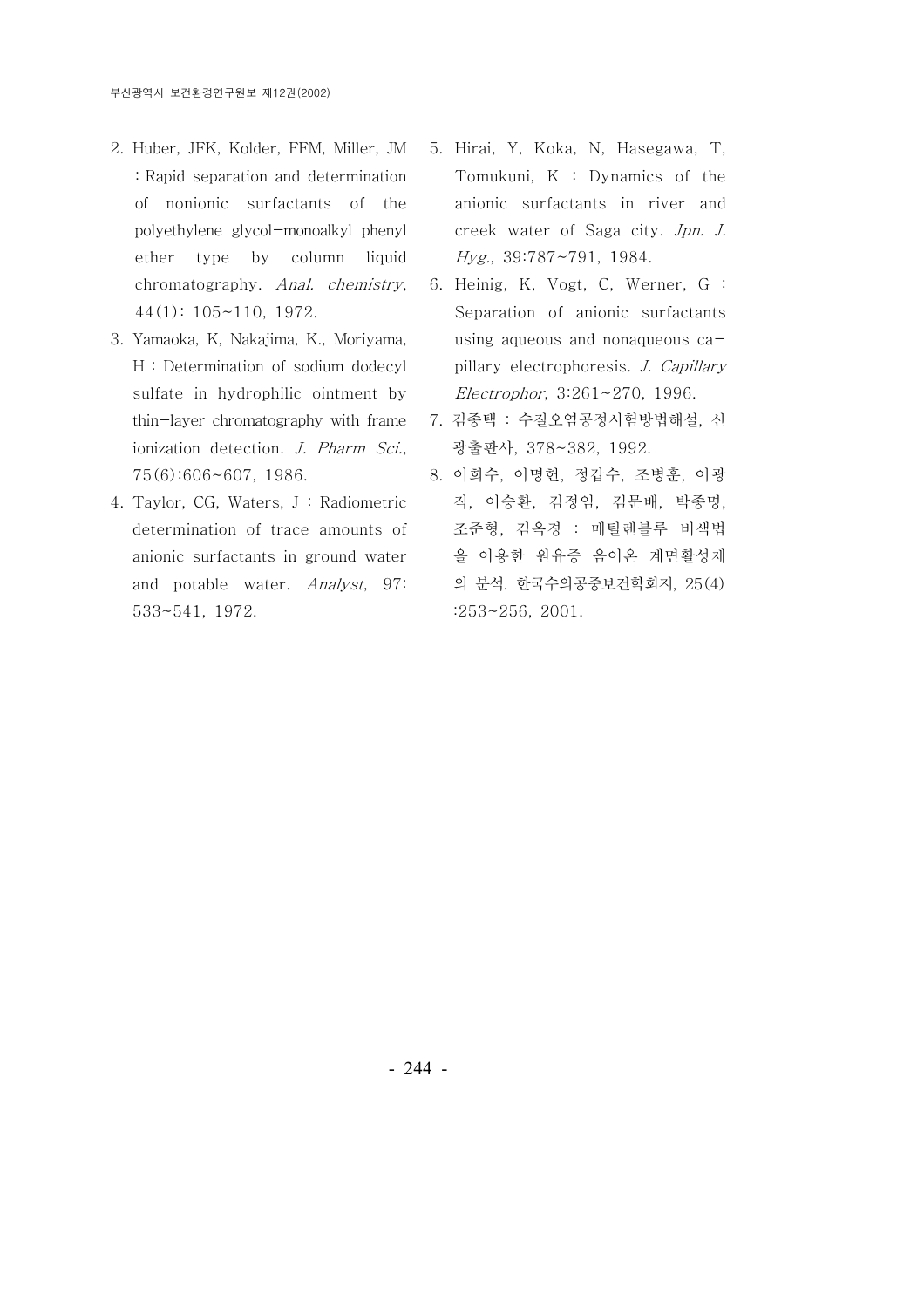2. Huber, JFK, Kolder, FFM, Miller, JM : Rapid separation and determination of nonionic surfactants of the polyethylene glycol-monoalkyl phenyl ether type by column liquid chromatography. *Anal. chemistry*, 44(1): 105~110, 1972.
3. Yamaoka, K, Nakajima, K., Moriyama, H : Determination of sodium dodecyl sulfate in hydrophilic ointment by thin-layer chromatography with frame ionization detection. *J. Pharm Sci.*, 75(6):606~607, 1986.
4. Taylor, CG, Waters, J : Radiometric determination of trace amounts of anionic surfactants in ground water and potable water. *Analyst*, 97: 533~541, 1972.
5. Hirai, Y, Koka, N, Hasegawa, T, Tomukuni, K : Dynamics of the anionic surfactants in river and creek water of Saga city. *Jpn. J. Hyg.*, 39:787~791, 1984.
6. Heinig, K, Vogt, C, Werner, G : Separation of anionic surfactants using aqueous and nonaqueous capillary electrophoresis. *J. Capillary Electrophor*, 3:261~270, 1996.
7. 김종택 : 수질오염공정시험방법해설, 신광출판사, 378~382, 1992.
8. 이희수, 이명헌, 정갑수, 조병훈, 이광직, 이승환, 김정임, 김문배, 박종명, 조준형, 김옥경 : 메틸렌블루 비색법을 이용한 원유중 음이온 계면활성제의 분석. 한국수의공중보건학회지, 25(4):253~256, 2001.